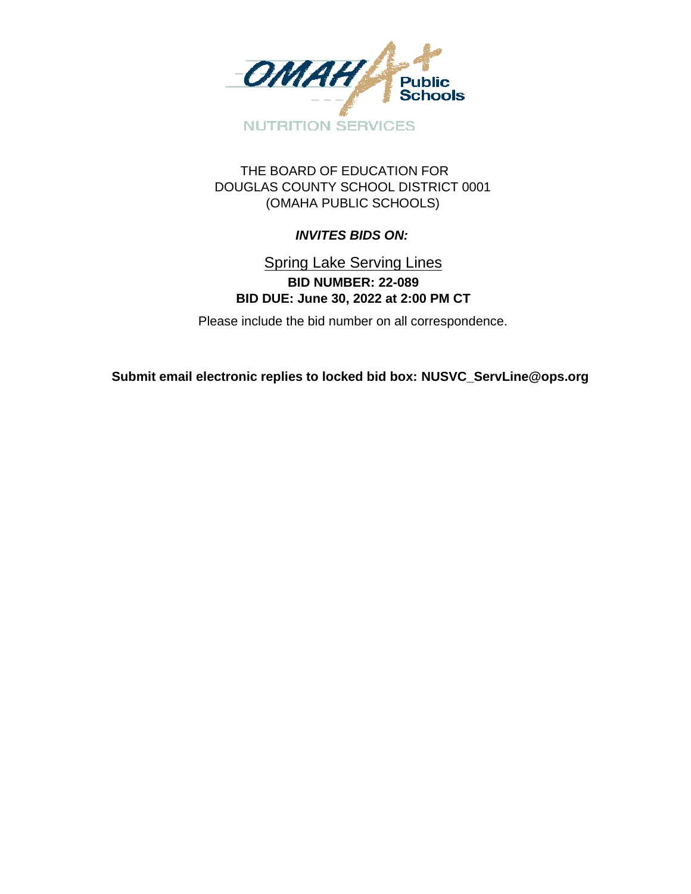OMAHA Public Schools

NUTRITION SERVICES

THE BOARD OF EDUCATION FOR
DOUGLAS COUNTY SCHOOL DISTRICT 0001
(OMAHA PUBLIC SCHOOLS)

***INVITES BIDS ON:***

Spring Lake Serving Lines

**BID NUMBER: 22-089**

**BID DUE: June 30, 2022 at 2:00 PM CT**

Please include the bid number on all correspondence.

**Submit email electronic replies to locked bid box: NUSVC_ServLine@ops.org**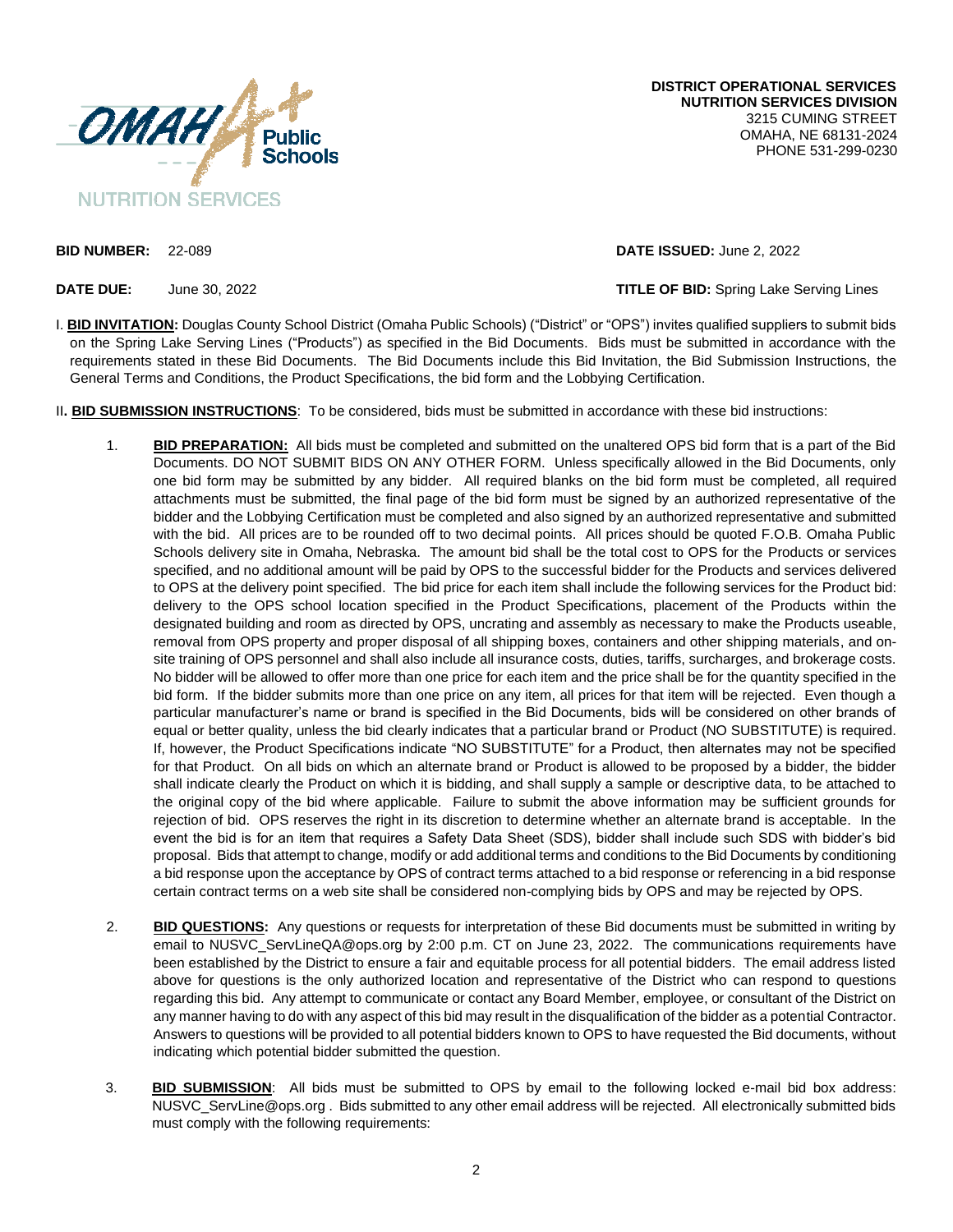**DISTRICT OPERATIONAL SERVICES**
**NUTRITION SERVICES DIVISION**
3215 CUMING STREET
OMAHA, NE 68131-2024
PHONE 531-299-0230

**BID NUMBER:** 22-089 **DATE ISSUED:** June 2, 2022

**DATE DUE:** June 30, 2022 **TITLE OF BID:** Spring Lake Serving Lines

I. **BID INVITATION:** Douglas County School District (Omaha Public Schools) ("District" or "OPS") invites qualified suppliers to submit bids on the Spring Lake Serving Lines ("Products") as specified in the Bid Documents. Bids must be submitted in accordance with the requirements stated in these Bid Documents. The Bid Documents include this Bid Invitation, the Bid Submission Instructions, the General Terms and Conditions, the Product Specifications, the bid form and the Lobbying Certification.

II**. BID SUBMISSION INSTRUCTIONS**: To be considered, bids must be submitted in accordance with these bid instructions:

1. **BID PREPARATION:** All bids must be completed and submitted on the unaltered OPS bid form that is a part of the Bid Documents. DO NOT SUBMIT BIDS ON ANY OTHER FORM. Unless specifically allowed in the Bid Documents, only one bid form may be submitted by any bidder. All required blanks on the bid form must be completed, all required attachments must be submitted, the final page of the bid form must be signed by an authorized representative of the bidder and the Lobbying Certification must be completed and also signed by an authorized representative and submitted with the bid. All prices are to be rounded off to two decimal points. All prices should be quoted F.O.B. Omaha Public Schools delivery site in Omaha, Nebraska. The amount bid shall be the total cost to OPS for the Products or services specified, and no additional amount will be paid by OPS to the successful bidder for the Products and services delivered to OPS at the delivery point specified. The bid price for each item shall include the following services for the Product bid: delivery to the OPS school location specified in the Product Specifications, placement of the Products within the designated building and room as directed by OPS, uncrating and assembly as necessary to make the Products useable, removal from OPS property and proper disposal of all shipping boxes, containers and other shipping materials, and on-site training of OPS personnel and shall also include all insurance costs, duties, tariffs, surcharges, and brokerage costs. No bidder will be allowed to offer more than one price for each item and the price shall be for the quantity specified in the bid form. If the bidder submits more than one price on any item, all prices for that item will be rejected. Even though a particular manufacturer's name or brand is specified in the Bid Documents, bids will be considered on other brands of equal or better quality, unless the bid clearly indicates that a particular brand or Product (NO SUBSTITUTE) is required. If, however, the Product Specifications indicate "NO SUBSTITUTE" for a Product, then alternates may not be specified for that Product. On all bids on which an alternate brand or Product is allowed to be proposed by a bidder, the bidder shall indicate clearly the Product on which it is bidding, and shall supply a sample or descriptive data, to be attached to the original copy of the bid where applicable. Failure to submit the above information may be sufficient grounds for rejection of bid. OPS reserves the right in its discretion to determine whether an alternate brand is acceptable. In the event the bid is for an item that requires a Safety Data Sheet (SDS), bidder shall include such SDS with bidder's bid proposal. Bids that attempt to change, modify or add additional terms and conditions to the Bid Documents by conditioning a bid response upon the acceptance by OPS of contract terms attached to a bid response or referencing in a bid response certain contract terms on a web site shall be considered non-complying bids by OPS and may be rejected by OPS.

2. **BID QUESTIONS:** Any questions or requests for interpretation of these Bid documents must be submitted in writing by email to NUSVC_ServLineQA@ops.org by 2:00 p.m. CT on June 23, 2022. The communications requirements have been established by the District to ensure a fair and equitable process for all potential bidders. The email address listed above for questions is the only authorized location and representative of the District who can respond to questions regarding this bid. Any attempt to communicate or contact any Board Member, employee, or consultant of the District on any manner having to do with any aspect of this bid may result in the disqualification of the bidder as a potential Contractor. Answers to questions will be provided to all potential bidders known to OPS to have requested the Bid documents, without indicating which potential bidder submitted the question.

3. **BID SUBMISSION**: All bids must be submitted to OPS by email to the following locked e-mail bid box address: NUSVC_ServLine@ops.org . Bids submitted to any other email address will be rejected. All electronically submitted bids must comply with the following requirements: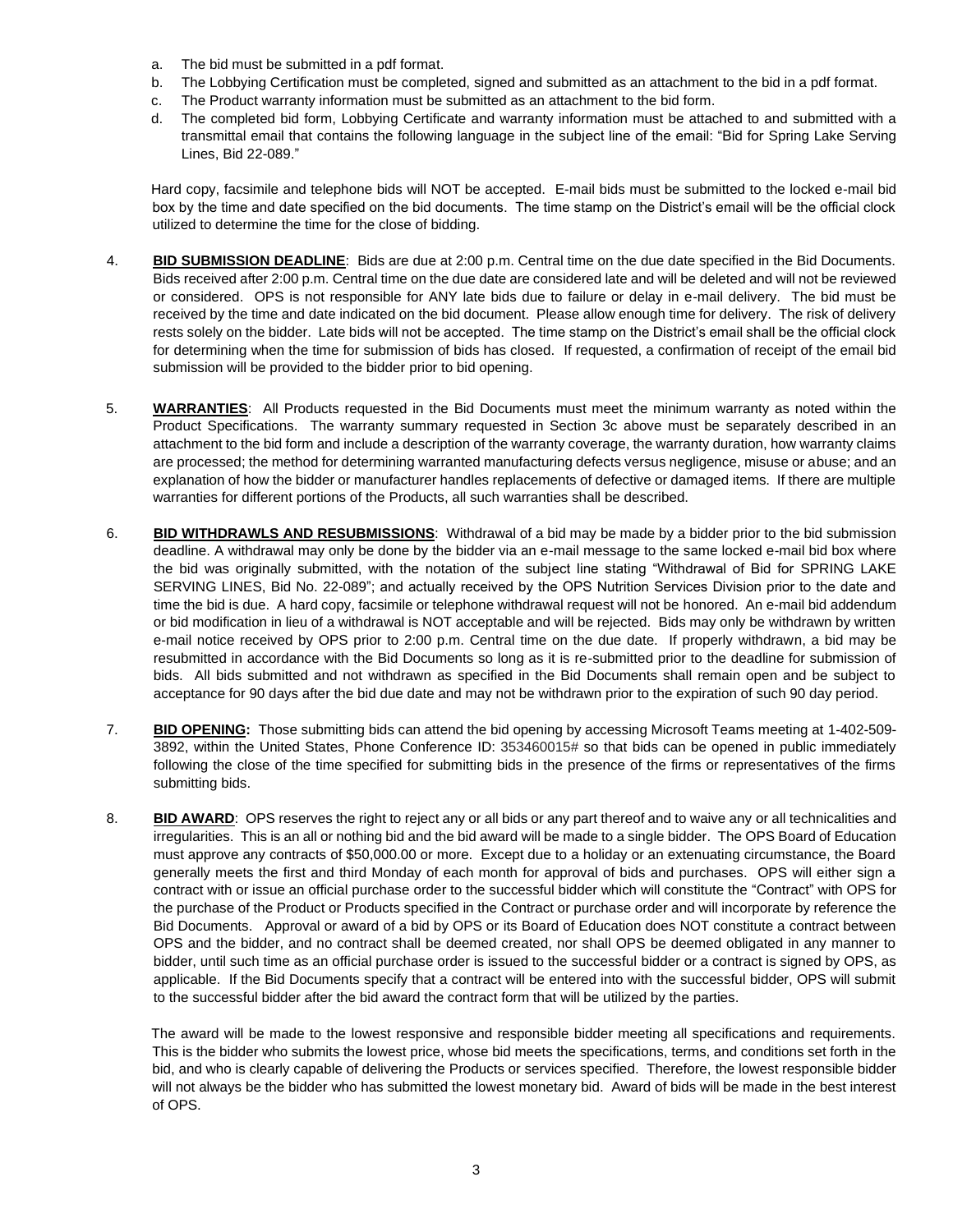a. The bid must be submitted in a pdf format.
b. The Lobbying Certification must be completed, signed and submitted as an attachment to the bid in a pdf format.
c. The Product warranty information must be submitted as an attachment to the bid form.
d. The completed bid form, Lobbying Certificate and warranty information must be attached to and submitted with a transmittal email that contains the following language in the subject line of the email: "Bid for Spring Lake Serving Lines, Bid 22-089."

Hard copy, facsimile and telephone bids will NOT be accepted. E-mail bids must be submitted to the locked e-mail bid box by the time and date specified on the bid documents. The time stamp on the District's email will be the official clock utilized to determine the time for the close of bidding.

4. **BID SUBMISSION DEADLINE**: Bids are due at 2:00 p.m. Central time on the due date specified in the Bid Documents. Bids received after 2:00 p.m. Central time on the due date are considered late and will be deleted and will not be reviewed or considered. OPS is not responsible for ANY late bids due to failure or delay in e-mail delivery. The bid must be received by the time and date indicated on the bid document. Please allow enough time for delivery. The risk of delivery rests solely on the bidder. Late bids will not be accepted. The time stamp on the District's email shall be the official clock for determining when the time for submission of bids has closed. If requested, a confirmation of receipt of the email bid submission will be provided to the bidder prior to bid opening.

5. **WARRANTIES**: All Products requested in the Bid Documents must meet the minimum warranty as noted within the Product Specifications. The warranty summary requested in Section 3c above must be separately described in an attachment to the bid form and include a description of the warranty coverage, the warranty duration, how warranty claims are processed; the method for determining warranted manufacturing defects versus negligence, misuse or abuse; and an explanation of how the bidder or manufacturer handles replacements of defective or damaged items. If there are multiple warranties for different portions of the Products, all such warranties shall be described.

6. **BID WITHDRAWLS AND RESUBMISSIONS**: Withdrawal of a bid may be made by a bidder prior to the bid submission deadline. A withdrawal may only be done by the bidder via an e-mail message to the same locked e-mail bid box where the bid was originally submitted, with the notation of the subject line stating "Withdrawal of Bid for SPRING LAKE SERVING LINES, Bid No. 22-089"; and actually received by the OPS Nutrition Services Division prior to the date and time the bid is due. A hard copy, facsimile or telephone withdrawal request will not be honored. An e-mail bid addendum or bid modification in lieu of a withdrawal is NOT acceptable and will be rejected. Bids may only be withdrawn by written e-mail notice received by OPS prior to 2:00 p.m. Central time on the due date. If properly withdrawn, a bid may be resubmitted in accordance with the Bid Documents so long as it is re-submitted prior to the deadline for submission of bids. All bids submitted and not withdrawn as specified in the Bid Documents shall remain open and be subject to acceptance for 90 days after the bid due date and may not be withdrawn prior to the expiration of such 90 day period.

7. **BID OPENING:** Those submitting bids can attend the bid opening by accessing Microsoft Teams meeting at 1-402-509-3892, within the United States, Phone Conference ID: 353460015# so that bids can be opened in public immediately following the close of the time specified for submitting bids in the presence of the firms or representatives of the firms submitting bids.

8. **BID AWARD**: OPS reserves the right to reject any or all bids or any part thereof and to waive any or all technicalities and irregularities. This is an all or nothing bid and the bid award will be made to a single bidder. The OPS Board of Education must approve any contracts of $50,000.00 or more. Except due to a holiday or an extenuating circumstance, the Board generally meets the first and third Monday of each month for approval of bids and purchases. OPS will either sign a contract with or issue an official purchase order to the successful bidder which will constitute the "Contract" with OPS for the purchase of the Product or Products specified in the Contract or purchase order and will incorporate by reference the Bid Documents. Approval or award of a bid by OPS or its Board of Education does NOT constitute a contract between OPS and the bidder, and no contract shall be deemed created, nor shall OPS be deemed obligated in any manner to bidder, until such time as an official purchase order is issued to the successful bidder or a contract is signed by OPS, as applicable. If the Bid Documents specify that a contract will be entered into with the successful bidder, OPS will submit to the successful bidder after the bid award the contract form that will be utilized by the parties.

   The award will be made to the lowest responsive and responsible bidder meeting all specifications and requirements. This is the bidder who submits the lowest price, whose bid meets the specifications, terms, and conditions set forth in the bid, and who is clearly capable of delivering the Products or services specified. Therefore, the lowest responsible bidder will not always be the bidder who has submitted the lowest monetary bid. Award of bids will be made in the best interest of OPS.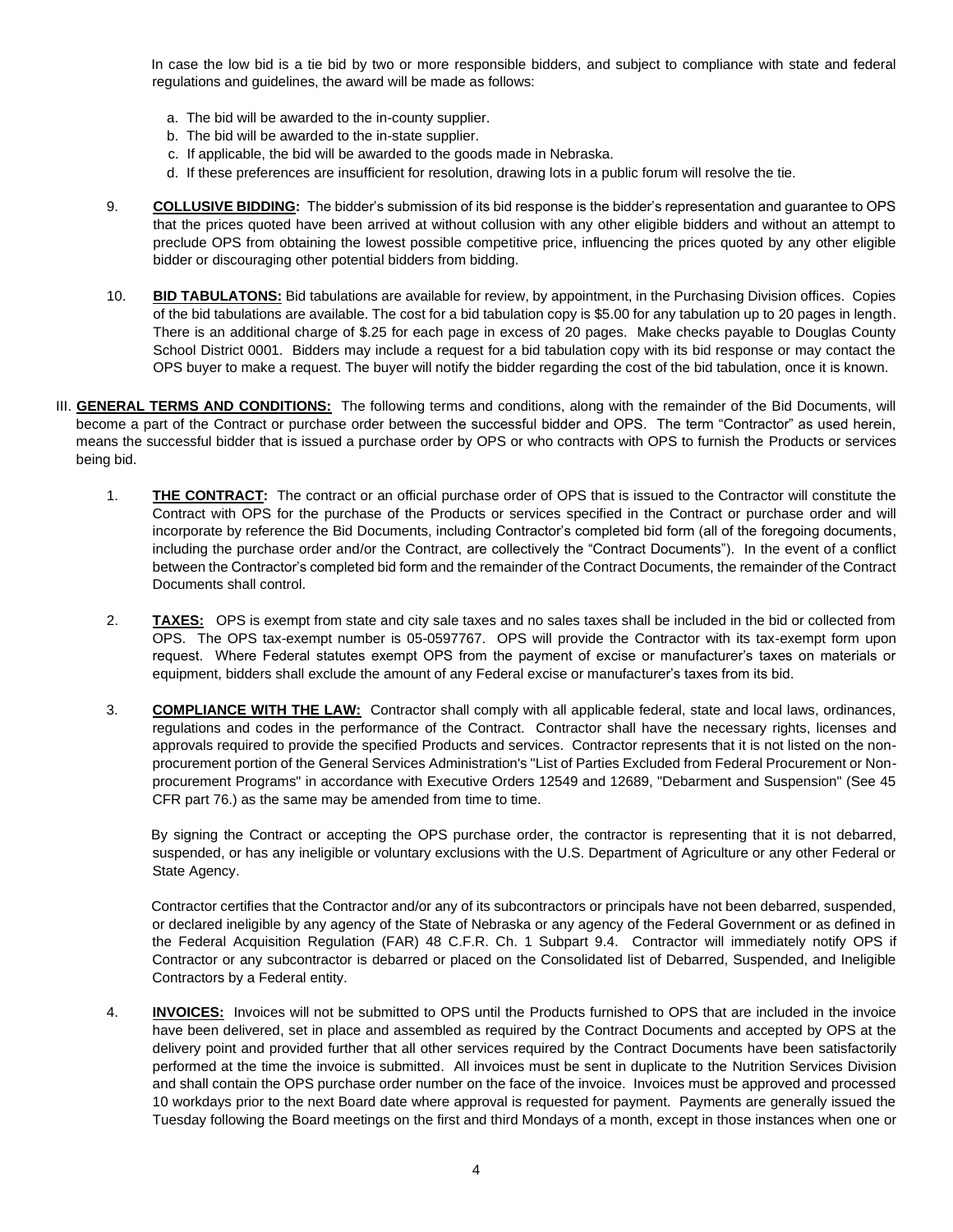In case the low bid is a tie bid by two or more responsible bidders, and subject to compliance with state and federal regulations and guidelines, the award will be made as follows:

a. The bid will be awarded to the in-county supplier.
b. The bid will be awarded to the in-state supplier.
c. If applicable, the bid will be awarded to the goods made in Nebraska.
d. If these preferences are insufficient for resolution, drawing lots in a public forum will resolve the tie.

9. **COLLUSIVE BIDDING:** The bidder's submission of its bid response is the bidder's representation and guarantee to OPS that the prices quoted have been arrived at without collusion with any other eligible bidders and without an attempt to preclude OPS from obtaining the lowest possible competitive price, influencing the prices quoted by any other eligible bidder or discouraging other potential bidders from bidding.

10. **BID TABULATONS:** Bid tabulations are available for review, by appointment, in the Purchasing Division offices. Copies of the bid tabulations are available. The cost for a bid tabulation copy is $5.00 for any tabulation up to 20 pages in length. There is an additional charge of $.25 for each page in excess of 20 pages. Make checks payable to Douglas County School District 0001. Bidders may include a request for a bid tabulation copy with its bid response or may contact the OPS buyer to make a request. The buyer will notify the bidder regarding the cost of the bid tabulation, once it is known.

III. **GENERAL TERMS AND CONDITIONS:** The following terms and conditions, along with the remainder of the Bid Documents, will become a part of the Contract or purchase order between the successful bidder and OPS. The term "Contractor" as used herein, means the successful bidder that is issued a purchase order by OPS or who contracts with OPS to furnish the Products or services being bid.

1. **THE CONTRACT:** The contract or an official purchase order of OPS that is issued to the Contractor will constitute the Contract with OPS for the purchase of the Products or services specified in the Contract or purchase order and will incorporate by reference the Bid Documents, including Contractor's completed bid form (all of the foregoing documents, including the purchase order and/or the Contract, are collectively the "Contract Documents"). In the event of a conflict between the Contractor's completed bid form and the remainder of the Contract Documents, the remainder of the Contract Documents shall control.

2. **TAXES:** OPS is exempt from state and city sale taxes and no sales taxes shall be included in the bid or collected from OPS. The OPS tax-exempt number is 05-0597767. OPS will provide the Contractor with its tax-exempt form upon request. Where Federal statutes exempt OPS from the payment of excise or manufacturer's taxes on materials or equipment, bidders shall exclude the amount of any Federal excise or manufacturer's taxes from its bid.

3. **COMPLIANCE WITH THE LAW:** Contractor shall comply with all applicable federal, state and local laws, ordinances, regulations and codes in the performance of the Contract. Contractor shall have the necessary rights, licenses and approvals required to provide the specified Products and services. Contractor represents that it is not listed on the non-procurement portion of the General Services Administration's "List of Parties Excluded from Federal Procurement or Non-procurement Programs" in accordance with Executive Orders 12549 and 12689, "Debarment and Suspension" (See 45 CFR part 76.) as the same may be amended from time to time.

   By signing the Contract or accepting the OPS purchase order, the contractor is representing that it is not debarred, suspended, or has any ineligible or voluntary exclusions with the U.S. Department of Agriculture or any other Federal or State Agency.

   Contractor certifies that the Contractor and/or any of its subcontractors or principals have not been debarred, suspended, or declared ineligible by any agency of the State of Nebraska or any agency of the Federal Government or as defined in the Federal Acquisition Regulation (FAR) 48 C.F.R. Ch. 1 Subpart 9.4. Contractor will immediately notify OPS if Contractor or any subcontractor is debarred or placed on the Consolidated list of Debarred, Suspended, and Ineligible Contractors by a Federal entity.

4. **INVOICES:** Invoices will not be submitted to OPS until the Products furnished to OPS that are included in the invoice have been delivered, set in place and assembled as required by the Contract Documents and accepted by OPS at the delivery point and provided further that all other services required by the Contract Documents have been satisfactorily performed at the time the invoice is submitted. All invoices must be sent in duplicate to the Nutrition Services Division and shall contain the OPS purchase order number on the face of the invoice. Invoices must be approved and processed 10 workdays prior to the next Board date where approval is requested for payment. Payments are generally issued the Tuesday following the Board meetings on the first and third Mondays of a month, except in those instances when one or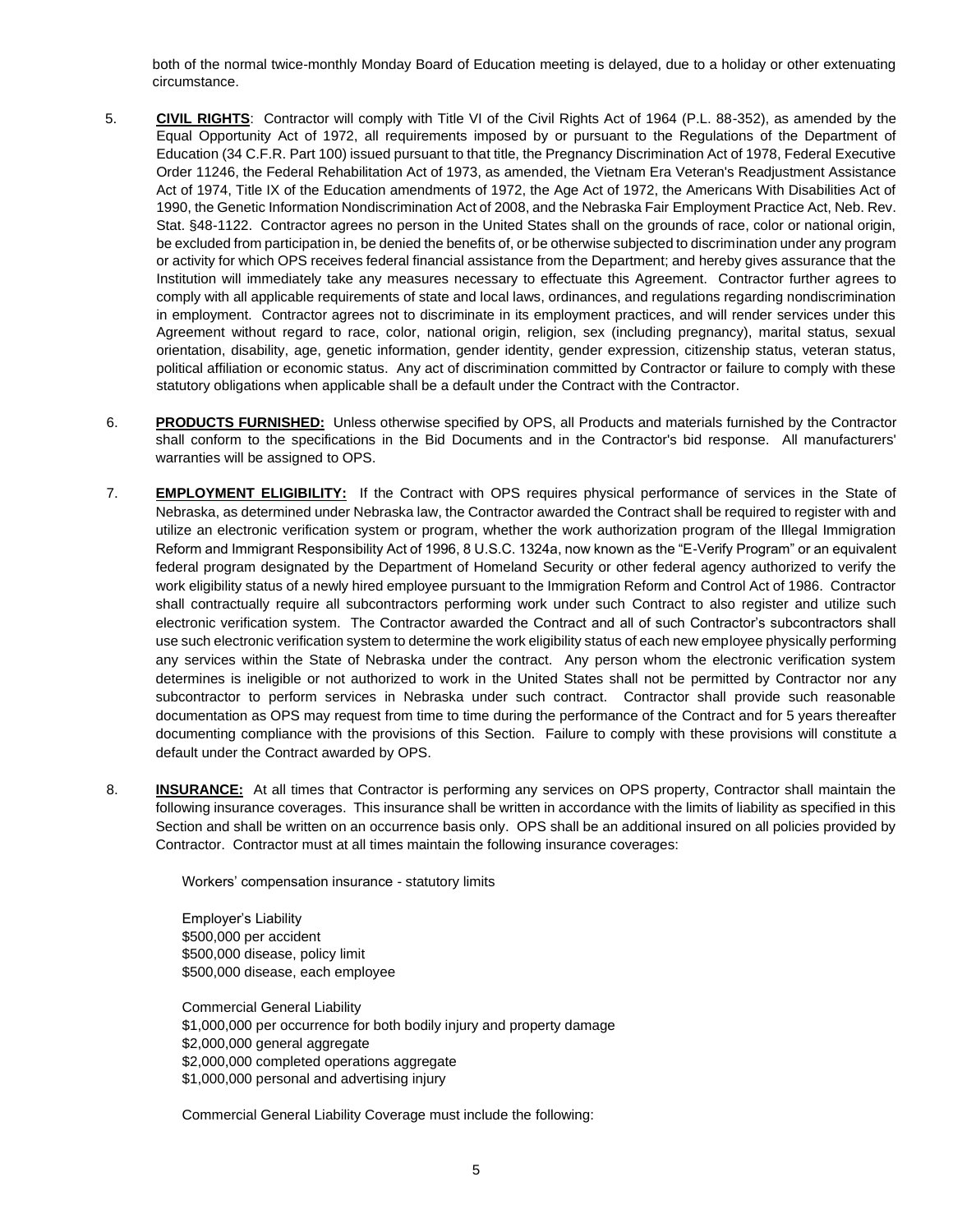both of the normal twice-monthly Monday Board of Education meeting is delayed, due to a holiday or other extenuating circumstance.

5. **CIVIL RIGHTS**: Contractor will comply with Title VI of the Civil Rights Act of 1964 (P.L. 88-352), as amended by the Equal Opportunity Act of 1972, all requirements imposed by or pursuant to the Regulations of the Department of Education (34 C.F.R. Part 100) issued pursuant to that title, the Pregnancy Discrimination Act of 1978, Federal Executive Order 11246, the Federal Rehabilitation Act of 1973, as amended, the Vietnam Era Veteran's Readjustment Assistance Act of 1974, Title IX of the Education amendments of 1972, the Age Act of 1972, the Americans With Disabilities Act of 1990, the Genetic Information Nondiscrimination Act of 2008, and the Nebraska Fair Employment Practice Act, Neb. Rev. Stat. §48-1122. Contractor agrees no person in the United States shall on the grounds of race, color or national origin, be excluded from participation in, be denied the benefits of, or be otherwise subjected to discrimination under any program or activity for which OPS receives federal financial assistance from the Department; and hereby gives assurance that the Institution will immediately take any measures necessary to effectuate this Agreement. Contractor further agrees to comply with all applicable requirements of state and local laws, ordinances, and regulations regarding nondiscrimination in employment. Contractor agrees not to discriminate in its employment practices, and will render services under this Agreement without regard to race, color, national origin, religion, sex (including pregnancy), marital status, sexual orientation, disability, age, genetic information, gender identity, gender expression, citizenship status, veteran status, political affiliation or economic status. Any act of discrimination committed by Contractor or failure to comply with these statutory obligations when applicable shall be a default under the Contract with the Contractor.

6. **PRODUCTS FURNISHED:** Unless otherwise specified by OPS, all Products and materials furnished by the Contractor shall conform to the specifications in the Bid Documents and in the Contractor's bid response. All manufacturers' warranties will be assigned to OPS.

7. **EMPLOYMENT ELIGIBILITY:** If the Contract with OPS requires physical performance of services in the State of Nebraska, as determined under Nebraska law, the Contractor awarded the Contract shall be required to register with and utilize an electronic verification system or program, whether the work authorization program of the Illegal Immigration Reform and Immigrant Responsibility Act of 1996, 8 U.S.C. 1324a, now known as the "E-Verify Program" or an equivalent federal program designated by the Department of Homeland Security or other federal agency authorized to verify the work eligibility status of a newly hired employee pursuant to the Immigration Reform and Control Act of 1986. Contractor shall contractually require all subcontractors performing work under such Contract to also register and utilize such electronic verification system. The Contractor awarded the Contract and all of such Contractor's subcontractors shall use such electronic verification system to determine the work eligibility status of each new employee physically performing any services within the State of Nebraska under the contract. Any person whom the electronic verification system determines is ineligible or not authorized to work in the United States shall not be permitted by Contractor nor any subcontractor to perform services in Nebraska under such contract. Contractor shall provide such reasonable documentation as OPS may request from time to time during the performance of the Contract and for 5 years thereafter documenting compliance with the provisions of this Section. Failure to comply with these provisions will constitute a default under the Contract awarded by OPS.

8. **INSURANCE:** At all times that Contractor is performing any services on OPS property, Contractor shall maintain the following insurance coverages. This insurance shall be written in accordance with the limits of liability as specified in this Section and shall be written on an occurrence basis only. OPS shall be an additional insured on all policies provided by Contractor. Contractor must at all times maintain the following insurance coverages:

   Workers' compensation insurance - statutory limits

   Employer's Liability
   $500,000 per accident
   $500,000 disease, policy limit
   $500,000 disease, each employee

   Commercial General Liability
   $1,000,000 per occurrence for both bodily injury and property damage
   $2,000,000 general aggregate
   $2,000,000 completed operations aggregate
   $1,000,000 personal and advertising injury

   Commercial General Liability Coverage must include the following: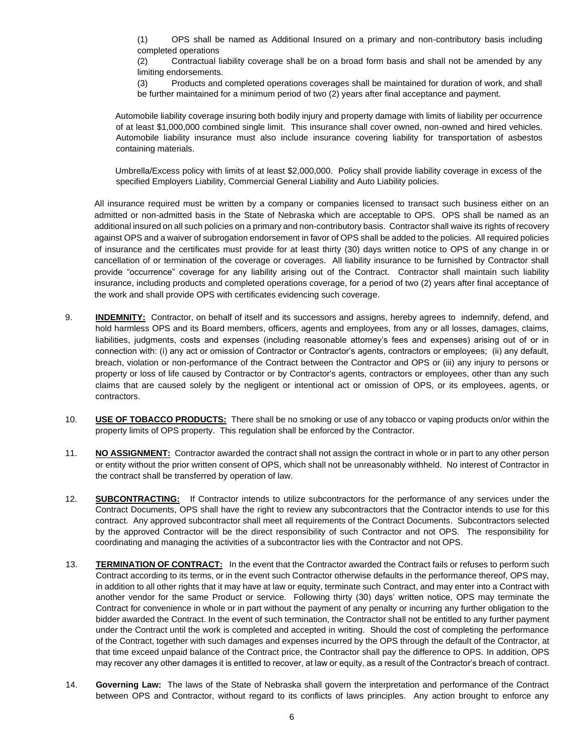(1) OPS shall be named as Additional Insured on a primary and non-contributory basis including completed operations

(2) Contractual liability coverage shall be on a broad form basis and shall not be amended by any limiting endorsements.

(3) Products and completed operations coverages shall be maintained for duration of work, and shall be further maintained for a minimum period of two (2) years after final acceptance and payment.

Automobile liability coverage insuring both bodily injury and property damage with limits of liability per occurrence of at least $1,000,000 combined single limit. This insurance shall cover owned, non-owned and hired vehicles. Automobile liability insurance must also include insurance covering liability for transportation of asbestos containing materials.

Umbrella/Excess policy with limits of at least $2,000,000. Policy shall provide liability coverage in excess of the specified Employers Liability, Commercial General Liability and Auto Liability policies.

All insurance required must be written by a company or companies licensed to transact such business either on an admitted or non-admitted basis in the State of Nebraska which are acceptable to OPS. OPS shall be named as an additional insured on all such policies on a primary and non-contributory basis. Contractor shall waive its rights of recovery against OPS and a waiver of subrogation endorsement in favor of OPS shall be added to the policies. All required policies of insurance and the certificates must provide for at least thirty (30) days written notice to OPS of any change in or cancellation of or termination of the coverage or coverages. All liability insurance to be furnished by Contractor shall provide "occurrence" coverage for any liability arising out of the Contract. Contractor shall maintain such liability insurance, including products and completed operations coverage, for a period of two (2) years after final acceptance of the work and shall provide OPS with certificates evidencing such coverage.

9. **INDEMNITY:** Contractor, on behalf of itself and its successors and assigns, hereby agrees to indemnify, defend, and hold harmless OPS and its Board members, officers, agents and employees, from any or all losses, damages, claims, liabilities, judgments, costs and expenses (including reasonable attorney's fees and expenses) arising out of or in connection with: (i) any act or omission of Contractor or Contractor's agents, contractors or employees; (ii) any default, breach, violation or non-performance of the Contract between the Contractor and OPS or (iii) any injury to persons or property or loss of life caused by Contractor or by Contractor's agents, contractors or employees, other than any such claims that are caused solely by the negligent or intentional act or omission of OPS, or its employees, agents, or contractors.

10. **USE OF TOBACCO PRODUCTS:** There shall be no smoking or use of any tobacco or vaping products on/or within the property limits of OPS property. This regulation shall be enforced by the Contractor.

11. **NO ASSIGNMENT:** Contractor awarded the contract shall not assign the contract in whole or in part to any other person or entity without the prior written consent of OPS, which shall not be unreasonably withheld. No interest of Contractor in the contract shall be transferred by operation of law.

12. **SUBCONTRACTING:** If Contractor intends to utilize subcontractors for the performance of any services under the Contract Documents, OPS shall have the right to review any subcontractors that the Contractor intends to use for this contract. Any approved subcontractor shall meet all requirements of the Contract Documents. Subcontractors selected by the approved Contractor will be the direct responsibility of such Contractor and not OPS. The responsibility for coordinating and managing the activities of a subcontractor lies with the Contractor and not OPS.

13. **TERMINATION OF CONTRACT:** In the event that the Contractor awarded the Contract fails or refuses to perform such Contract according to its terms, or in the event such Contractor otherwise defaults in the performance thereof, OPS may, in addition to all other rights that it may have at law or equity, terminate such Contract, and may enter into a Contract with another vendor for the same Product or service. Following thirty (30) days' written notice, OPS may terminate the Contract for convenience in whole or in part without the payment of any penalty or incurring any further obligation to the bidder awarded the Contract. In the event of such termination, the Contractor shall not be entitled to any further payment under the Contract until the work is completed and accepted in writing. Should the cost of completing the performance of the Contract, together with such damages and expenses incurred by the OPS through the default of the Contractor, at that time exceed unpaid balance of the Contract price, the Contractor shall pay the difference to OPS. In addition, OPS may recover any other damages it is entitled to recover, at law or equity, as a result of the Contractor's breach of contract.

14. **Governing Law:** The laws of the State of Nebraska shall govern the interpretation and performance of the Contract between OPS and Contractor, without regard to its conflicts of laws principles. Any action brought to enforce any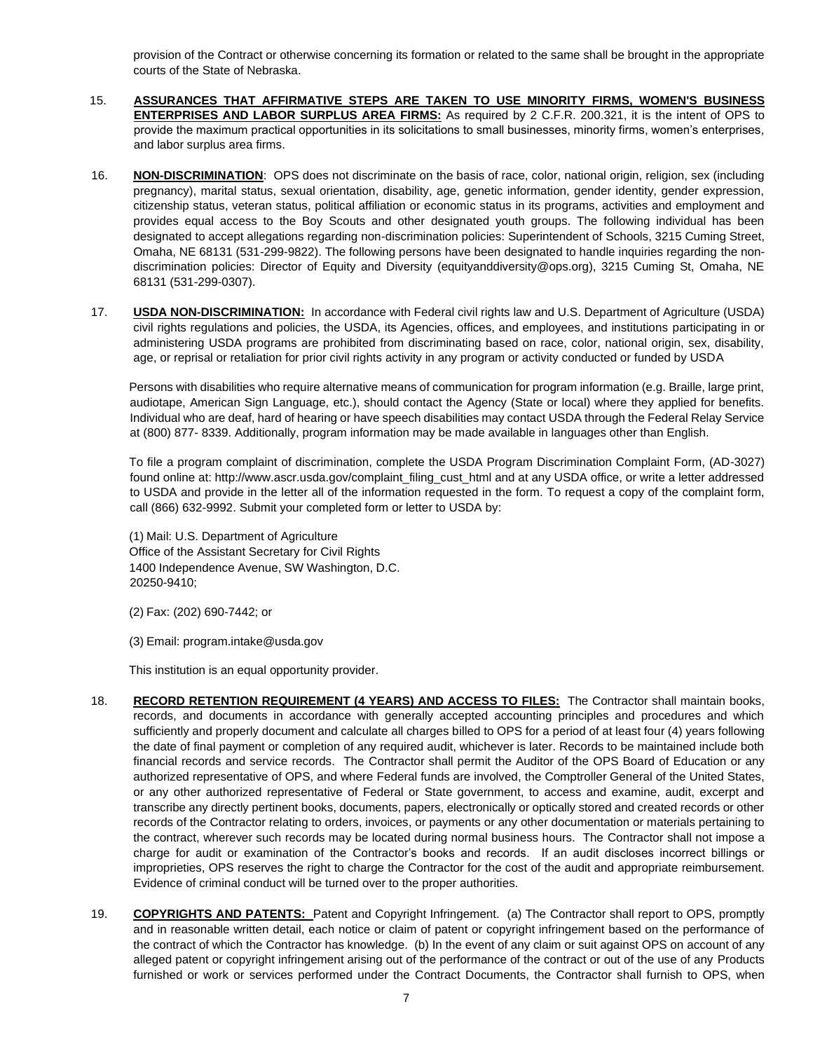provision of the Contract or otherwise concerning its formation or related to the same shall be brought in the appropriate courts of the State of Nebraska.

15. **ASSURANCES THAT AFFIRMATIVE STEPS ARE TAKEN TO USE MINORITY FIRMS, WOMEN'S BUSINESS ENTERPRISES AND LABOR SURPLUS AREA FIRMS:** As required by 2 C.F.R. 200.321, it is the intent of OPS to provide the maximum practical opportunities in its solicitations to small businesses, minority firms, women's enterprises, and labor surplus area firms.

16. **NON-DISCRIMINATION**: OPS does not discriminate on the basis of race, color, national origin, religion, sex (including pregnancy), marital status, sexual orientation, disability, age, genetic information, gender identity, gender expression, citizenship status, veteran status, political affiliation or economic status in its programs, activities and employment and provides equal access to the Boy Scouts and other designated youth groups. The following individual has been designated to accept allegations regarding non-discrimination policies: Superintendent of Schools, 3215 Cuming Street, Omaha, NE 68131 (531-299-9822). The following persons have been designated to handle inquiries regarding the non-discrimination policies: Director of Equity and Diversity (equityanddiversity@ops.org), 3215 Cuming St, Omaha, NE 68131 (531-299-0307).

17. **USDA NON-DISCRIMINATION:** In accordance with Federal civil rights law and U.S. Department of Agriculture (USDA) civil rights regulations and policies, the USDA, its Agencies, offices, and employees, and institutions participating in or administering USDA programs are prohibited from discriminating based on race, color, national origin, sex, disability, age, or reprisal or retaliation for prior civil rights activity in any program or activity conducted or funded by USDA

    Persons with disabilities who require alternative means of communication for program information (e.g. Braille, large print, audiotape, American Sign Language, etc.), should contact the Agency (State or local) where they applied for benefits. Individual who are deaf, hard of hearing or have speech disabilities may contact USDA through the Federal Relay Service at (800) 877- 8339. Additionally, program information may be made available in languages other than English.

    To file a program complaint of discrimination, complete the USDA Program Discrimination Complaint Form, (AD-3027) found online at: http://www.ascr.usda.gov/complaint_filing_cust_html and at any USDA office, or write a letter addressed to USDA and provide in the letter all of the information requested in the form. To request a copy of the complaint form, call (866) 632-9992. Submit your completed form or letter to USDA by:

    (1) Mail: U.S. Department of Agriculture
    Office of the Assistant Secretary for Civil Rights
    1400 Independence Avenue, SW Washington, D.C.
    20250-9410;

    (2) Fax: (202) 690-7442; or

    (3) Email: program.intake@usda.gov

    This institution is an equal opportunity provider.

18. **RECORD RETENTION REQUIREMENT (4 YEARS) AND ACCESS TO FILES:** The Contractor shall maintain books, records, and documents in accordance with generally accepted accounting principles and procedures and which sufficiently and properly document and calculate all charges billed to OPS for a period of at least four (4) years following the date of final payment or completion of any required audit, whichever is later. Records to be maintained include both financial records and service records. The Contractor shall permit the Auditor of the OPS Board of Education or any authorized representative of OPS, and where Federal funds are involved, the Comptroller General of the United States, or any other authorized representative of Federal or State government, to access and examine, audit, excerpt and transcribe any directly pertinent books, documents, papers, electronically or optically stored and created records or other records of the Contractor relating to orders, invoices, or payments or any other documentation or materials pertaining to the contract, wherever such records may be located during normal business hours. The Contractor shall not impose a charge for audit or examination of the Contractor's books and records. If an audit discloses incorrect billings or improprieties, OPS reserves the right to charge the Contractor for the cost of the audit and appropriate reimbursement. Evidence of criminal conduct will be turned over to the proper authorities.

19. **COPYRIGHTS AND PATENTS:** Patent and Copyright Infringement. (a) The Contractor shall report to OPS, promptly and in reasonable written detail, each notice or claim of patent or copyright infringement based on the performance of the contract of which the Contractor has knowledge. (b) In the event of any claim or suit against OPS on account of any alleged patent or copyright infringement arising out of the performance of the contract or out of the use of any Products furnished or work or services performed under the Contract Documents, the Contractor shall furnish to OPS, when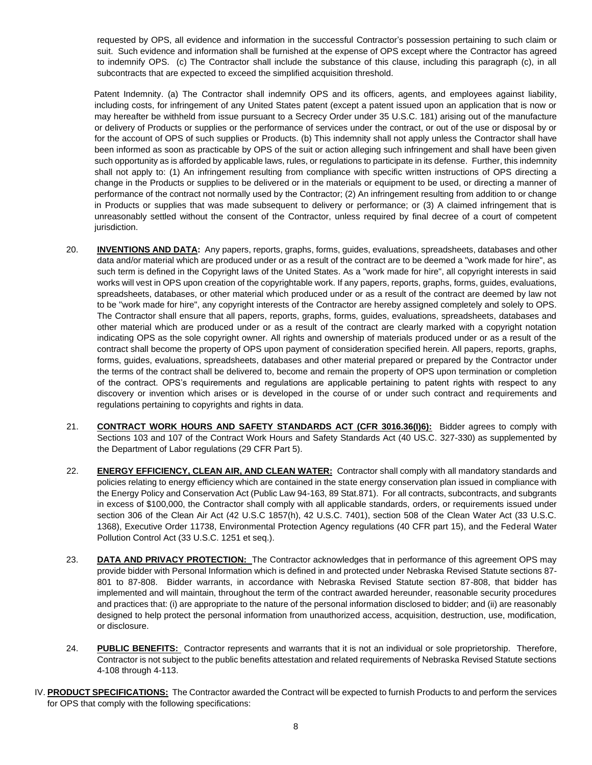requested by OPS, all evidence and information in the successful Contractor's possession pertaining to such claim or suit. Such evidence and information shall be furnished at the expense of OPS except where the Contractor has agreed to indemnify OPS. (c) The Contractor shall include the substance of this clause, including this paragraph (c), in all subcontracts that are expected to exceed the simplified acquisition threshold.

Patent Indemnity. (a) The Contractor shall indemnify OPS and its officers, agents, and employees against liability, including costs, for infringement of any United States patent (except a patent issued upon an application that is now or may hereafter be withheld from issue pursuant to a Secrecy Order under 35 U.S.C. 181) arising out of the manufacture or delivery of Products or supplies or the performance of services under the contract, or out of the use or disposal by or for the account of OPS of such supplies or Products. (b) This indemnity shall not apply unless the Contractor shall have been informed as soon as practicable by OPS of the suit or action alleging such infringement and shall have been given such opportunity as is afforded by applicable laws, rules, or regulations to participate in its defense. Further, this indemnity shall not apply to: (1) An infringement resulting from compliance with specific written instructions of OPS directing a change in the Products or supplies to be delivered or in the materials or equipment to be used, or directing a manner of performance of the contract not normally used by the Contractor; (2) An infringement resulting from addition to or change in Products or supplies that was made subsequent to delivery or performance; or (3) A claimed infringement that is unreasonably settled without the consent of the Contractor, unless required by final decree of a court of competent jurisdiction.

20. **INVENTIONS AND DATA:** Any papers, reports, graphs, forms, guides, evaluations, spreadsheets, databases and other data and/or material which are produced under or as a result of the contract are to be deemed a "work made for hire", as such term is defined in the Copyright laws of the United States. As a "work made for hire", all copyright interests in said works will vest in OPS upon creation of the copyrightable work. If any papers, reports, graphs, forms, guides, evaluations, spreadsheets, databases, or other material which produced under or as a result of the contract are deemed by law not to be "work made for hire", any copyright interests of the Contractor are hereby assigned completely and solely to OPS. The Contractor shall ensure that all papers, reports, graphs, forms, guides, evaluations, spreadsheets, databases and other material which are produced under or as a result of the contract are clearly marked with a copyright notation indicating OPS as the sole copyright owner. All rights and ownership of materials produced under or as a result of the contract shall become the property of OPS upon payment of consideration specified herein. All papers, reports, graphs, forms, guides, evaluations, spreadsheets, databases and other material prepared or prepared by the Contractor under the terms of the contract shall be delivered to, become and remain the property of OPS upon termination or completion of the contract. OPS's requirements and regulations are applicable pertaining to patent rights with respect to any discovery or invention which arises or is developed in the course of or under such contract and requirements and regulations pertaining to copyrights and rights in data.

21. **CONTRACT WORK HOURS AND SAFETY STANDARDS ACT (CFR 3016.36(I)6):** Bidder agrees to comply with Sections 103 and 107 of the Contract Work Hours and Safety Standards Act (40 US.C. 327-330) as supplemented by the Department of Labor regulations (29 CFR Part 5).

22. **ENERGY EFFICIENCY, CLEAN AIR, AND CLEAN WATER:** Contractor shall comply with all mandatory standards and policies relating to energy efficiency which are contained in the state energy conservation plan issued in compliance with the Energy Policy and Conservation Act (Public Law 94-163, 89 Stat.871). For all contracts, subcontracts, and subgrants in excess of $100,000, the Contractor shall comply with all applicable standards, orders, or requirements issued under section 306 of the Clean Air Act (42 U.S.C 1857(h), 42 U.S.C. 7401), section 508 of the Clean Water Act (33 U.S.C. 1368), Executive Order 11738, Environmental Protection Agency regulations (40 CFR part 15), and the Federal Water Pollution Control Act (33 U.S.C. 1251 et seq.).

23. **DATA AND PRIVACY PROTECTION:** The Contractor acknowledges that in performance of this agreement OPS may provide bidder with Personal Information which is defined in and protected under Nebraska Revised Statute sections 87-801 to 87-808. Bidder warrants, in accordance with Nebraska Revised Statute section 87-808, that bidder has implemented and will maintain, throughout the term of the contract awarded hereunder, reasonable security procedures and practices that: (i) are appropriate to the nature of the personal information disclosed to bidder; and (ii) are reasonably designed to help protect the personal information from unauthorized access, acquisition, destruction, use, modification, or disclosure.

24. **PUBLIC BENEFITS:** Contractor represents and warrants that it is not an individual or sole proprietorship. Therefore, Contractor is not subject to the public benefits attestation and related requirements of Nebraska Revised Statute sections 4-108 through 4-113.

IV. **PRODUCT SPECIFICATIONS:** The Contractor awarded the Contract will be expected to furnish Products to and perform the services for OPS that comply with the following specifications: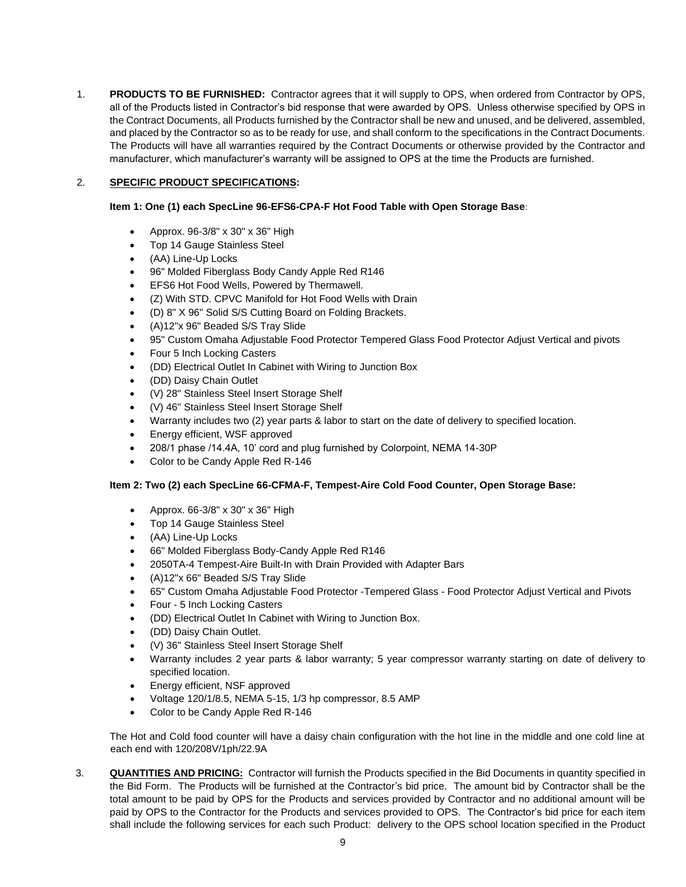1. **PRODUCTS TO BE FURNISHED:** Contractor agrees that it will supply to OPS, when ordered from Contractor by OPS, all of the Products listed in Contractor's bid response that were awarded by OPS. Unless otherwise specified by OPS in the Contract Documents, all Products furnished by the Contractor shall be new and unused, and be delivered, assembled, and placed by the Contractor so as to be ready for use, and shall conform to the specifications in the Contract Documents. The Products will have all warranties required by the Contract Documents or otherwise provided by the Contractor and manufacturer, which manufacturer's warranty will be assigned to OPS at the time the Products are furnished.

2. **SPECIFIC PRODUCT SPECIFICATIONS:**

**Item 1: One (1) each SpecLine 96-EFS6-CPA-F Hot Food Table with Open Storage Base**:

- Approx. 96-3/8" x 30" x 36" High
- Top 14 Gauge Stainless Steel
- (AA) Line-Up Locks
- 96" Molded Fiberglass Body Candy Apple Red R146
- EFS6 Hot Food Wells, Powered by Thermawell.
- (Z) With STD. CPVC Manifold for Hot Food Wells with Drain
- (D) 8" X 96" Solid S/S Cutting Board on Folding Brackets.
- (A)12"x 96" Beaded S/S Tray Slide
- 95" Custom Omaha Adjustable Food Protector Tempered Glass Food Protector Adjust Vertical and pivots
- Four 5 Inch Locking Casters
- (DD) Electrical Outlet In Cabinet with Wiring to Junction Box
- (DD) Daisy Chain Outlet
- (V) 28" Stainless Steel Insert Storage Shelf
- (V) 46" Stainless Steel Insert Storage Shelf
- Warranty includes two (2) year parts & labor to start on the date of delivery to specified location.
- Energy efficient, WSF approved
- 208/1 phase /14.4A, 10' cord and plug furnished by Colorpoint, NEMA 14-30P
- Color to be Candy Apple Red R-146

**Item 2: Two (2) each SpecLine 66-CFMA-F, Tempest-Aire Cold Food Counter, Open Storage Base:**

- Approx. 66-3/8" x 30" x 36" High
- Top 14 Gauge Stainless Steel
- (AA) Line-Up Locks
- 66" Molded Fiberglass Body-Candy Apple Red R146
- 2050TA-4 Tempest-Aire Built-In with Drain Provided with Adapter Bars
- (A)12"x 66" Beaded S/S Tray Slide
- 65" Custom Omaha Adjustable Food Protector -Tempered Glass - Food Protector Adjust Vertical and Pivots
- Four - 5 Inch Locking Casters
- (DD) Electrical Outlet In Cabinet with Wiring to Junction Box.
- (DD) Daisy Chain Outlet.
- (V) 36" Stainless Steel Insert Storage Shelf
- Warranty includes 2 year parts & labor warranty; 5 year compressor warranty starting on date of delivery to specified location.
- Energy efficient, NSF approved
- Voltage 120/1/8.5, NEMA 5-15, 1/3 hp compressor, 8.5 AMP
- Color to be Candy Apple Red R-146

The Hot and Cold food counter will have a daisy chain configuration with the hot line in the middle and one cold line at each end with 120/208V/1ph/22.9A

3. **QUANTITIES AND PRICING:** Contractor will furnish the Products specified in the Bid Documents in quantity specified in the Bid Form. The Products will be furnished at the Contractor's bid price. The amount bid by Contractor shall be the total amount to be paid by OPS for the Products and services provided by Contractor and no additional amount will be paid by OPS to the Contractor for the Products and services provided to OPS. The Contractor's bid price for each item shall include the following services for each such Product: delivery to the OPS school location specified in the Product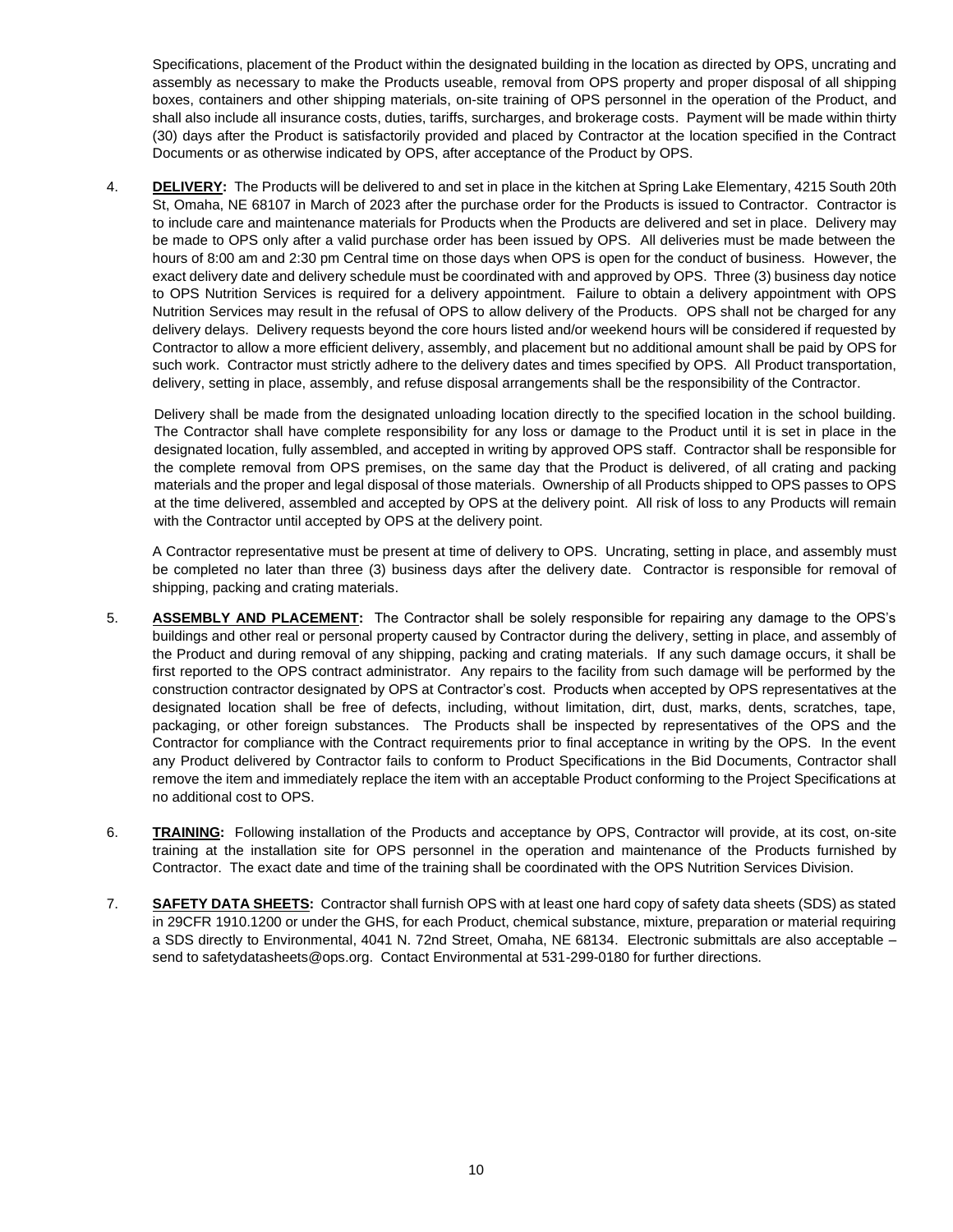Specifications, placement of the Product within the designated building in the location as directed by OPS, uncrating and assembly as necessary to make the Products useable, removal from OPS property and proper disposal of all shipping boxes, containers and other shipping materials, on-site training of OPS personnel in the operation of the Product, and shall also include all insurance costs, duties, tariffs, surcharges, and brokerage costs. Payment will be made within thirty (30) days after the Product is satisfactorily provided and placed by Contractor at the location specified in the Contract Documents or as otherwise indicated by OPS, after acceptance of the Product by OPS.

4. **DELIVERY:** The Products will be delivered to and set in place in the kitchen at Spring Lake Elementary, 4215 South 20th St, Omaha, NE 68107 in March of 2023 after the purchase order for the Products is issued to Contractor. Contractor is to include care and maintenance materials for Products when the Products are delivered and set in place. Delivery may be made to OPS only after a valid purchase order has been issued by OPS. All deliveries must be made between the hours of 8:00 am and 2:30 pm Central time on those days when OPS is open for the conduct of business. However, the exact delivery date and delivery schedule must be coordinated with and approved by OPS. Three (3) business day notice to OPS Nutrition Services is required for a delivery appointment. Failure to obtain a delivery appointment with OPS Nutrition Services may result in the refusal of OPS to allow delivery of the Products. OPS shall not be charged for any delivery delays. Delivery requests beyond the core hours listed and/or weekend hours will be considered if requested by Contractor to allow a more efficient delivery, assembly, and placement but no additional amount shall be paid by OPS for such work. Contractor must strictly adhere to the delivery dates and times specified by OPS. All Product transportation, delivery, setting in place, assembly, and refuse disposal arrangements shall be the responsibility of the Contractor.

   Delivery shall be made from the designated unloading location directly to the specified location in the school building. The Contractor shall have complete responsibility for any loss or damage to the Product until it is set in place in the designated location, fully assembled, and accepted in writing by approved OPS staff. Contractor shall be responsible for the complete removal from OPS premises, on the same day that the Product is delivered, of all crating and packing materials and the proper and legal disposal of those materials. Ownership of all Products shipped to OPS passes to OPS at the time delivered, assembled and accepted by OPS at the delivery point. All risk of loss to any Products will remain with the Contractor until accepted by OPS at the delivery point.

   A Contractor representative must be present at time of delivery to OPS. Uncrating, setting in place, and assembly must be completed no later than three (3) business days after the delivery date. Contractor is responsible for removal of shipping, packing and crating materials.

5. **ASSEMBLY AND PLACEMENT:** The Contractor shall be solely responsible for repairing any damage to the OPS's buildings and other real or personal property caused by Contractor during the delivery, setting in place, and assembly of the Product and during removal of any shipping, packing and crating materials. If any such damage occurs, it shall be first reported to the OPS contract administrator. Any repairs to the facility from such damage will be performed by the construction contractor designated by OPS at Contractor's cost. Products when accepted by OPS representatives at the designated location shall be free of defects, including, without limitation, dirt, dust, marks, dents, scratches, tape, packaging, or other foreign substances. The Products shall be inspected by representatives of the OPS and the Contractor for compliance with the Contract requirements prior to final acceptance in writing by the OPS. In the event any Product delivered by Contractor fails to conform to Product Specifications in the Bid Documents, Contractor shall remove the item and immediately replace the item with an acceptable Product conforming to the Project Specifications at no additional cost to OPS.

6. **TRAINING:** Following installation of the Products and acceptance by OPS, Contractor will provide, at its cost, on-site training at the installation site for OPS personnel in the operation and maintenance of the Products furnished by Contractor. The exact date and time of the training shall be coordinated with the OPS Nutrition Services Division.

7. **SAFETY DATA SHEETS:** Contractor shall furnish OPS with at least one hard copy of safety data sheets (SDS) as stated in 29CFR 1910.1200 or under the GHS, for each Product, chemical substance, mixture, preparation or material requiring a SDS directly to Environmental, 4041 N. 72nd Street, Omaha, NE 68134. Electronic submittals are also acceptable – send to safetydatasheets@ops.org. Contact Environmental at 531-299-0180 for further directions.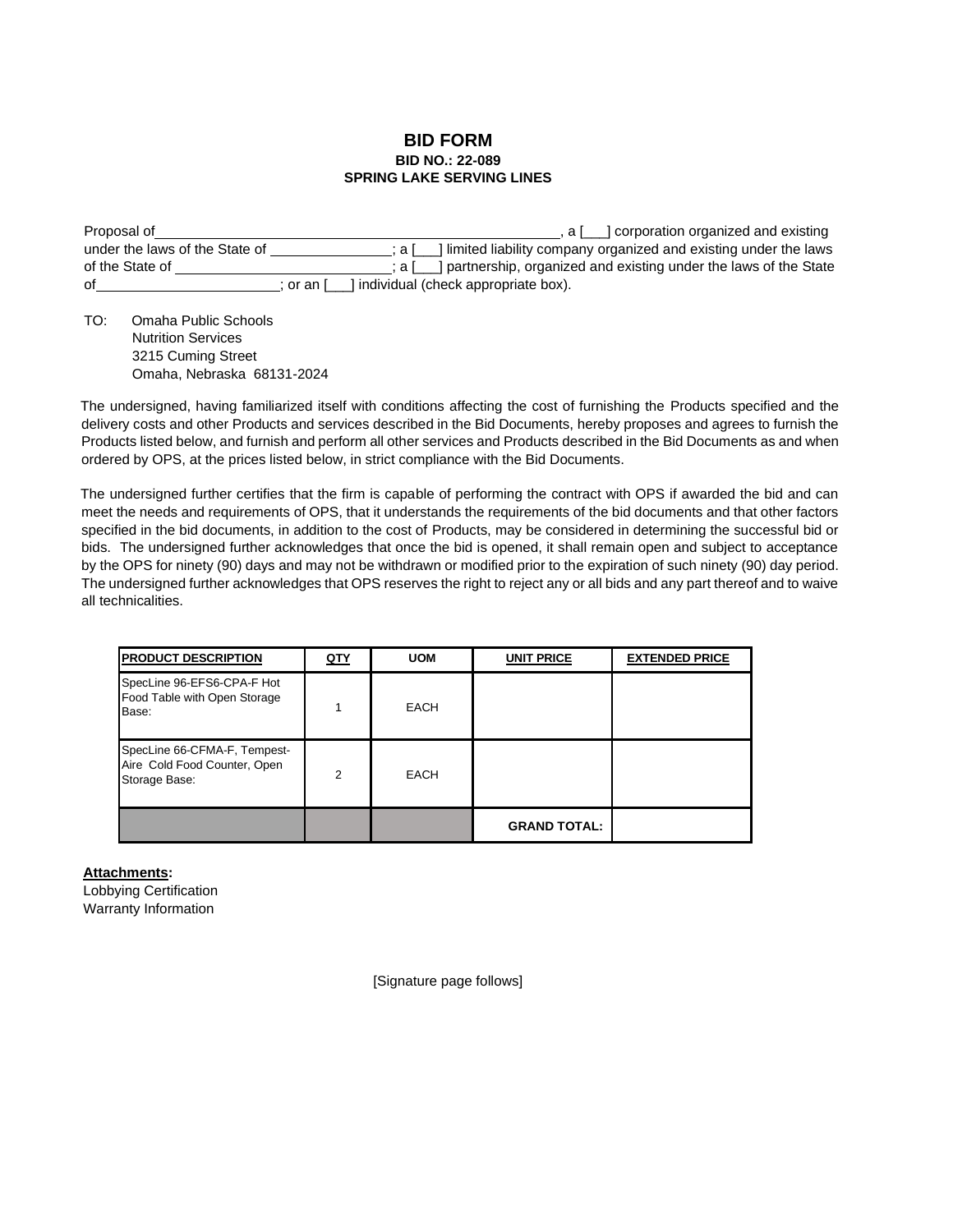# BID FORM

### BID NO.: 22-089

### SPRING LAKE SERVING LINES

Proposal of \_\_\_\_\_\_\_\_\_\_\_\_\_\_\_\_\_\_\_\_\_\_\_\_\_\_\_\_\_\_\_\_\_\_\_\_\_\_\_\_\_\_, a [\_\_\_] corporation organized and existing under the laws of the State of \_\_\_\_\_\_\_\_\_\_\_\_\_\_\_; a [\_\_\_] limited liability company organized and existing under the laws of the State of \_\_\_\_\_\_\_\_\_\_\_\_\_\_\_\_\_\_\_\_\_\_\_\_\_\_; a [\_\_\_] partnership, organized and existing under the laws of the State of \_\_\_\_\_\_\_\_\_\_\_\_\_\_\_\_\_\_\_\_\_\_\_; or an [\_\_\_] individual (check appropriate box).

TO: Omaha Public Schools
Nutrition Services
3215 Cuming Street
Omaha, Nebraska 68131-2024

The undersigned, having familiarized itself with conditions affecting the cost of furnishing the Products specified and the delivery costs and other Products and services described in the Bid Documents, hereby proposes and agrees to furnish the Products listed below, and furnish and perform all other services and Products described in the Bid Documents as and when ordered by OPS, at the prices listed below, in strict compliance with the Bid Documents.

The undersigned further certifies that the firm is capable of performing the contract with OPS if awarded the bid and can meet the needs and requirements of OPS, that it understands the requirements of the bid documents and that other factors specified in the bid documents, in addition to the cost of Products, may be considered in determining the successful bid or bids. The undersigned further acknowledges that once the bid is opened, it shall remain open and subject to acceptance by the OPS for ninety (90) days and may not be withdrawn or modified prior to the expiration of such ninety (90) day period. The undersigned further acknowledges that OPS reserves the right to reject any or all bids and any part thereof and to waive all technicalities.

| PRODUCT DESCRIPTION | QTY | UOM | UNIT PRICE | EXTENDED PRICE |
|---|---|---|---|---|
| SpecLine 96-EFS6-CPA-F Hot Food Table with Open Storage Base: | 1 | EACH | | |
| SpecLine 66-CFMA-F, Tempest-Aire Cold Food Counter, Open Storage Base: | 2 | EACH | | |
| | | | GRAND TOTAL: | |

**Attachments:**
Lobbying Certification
Warranty Information

[Signature page follows]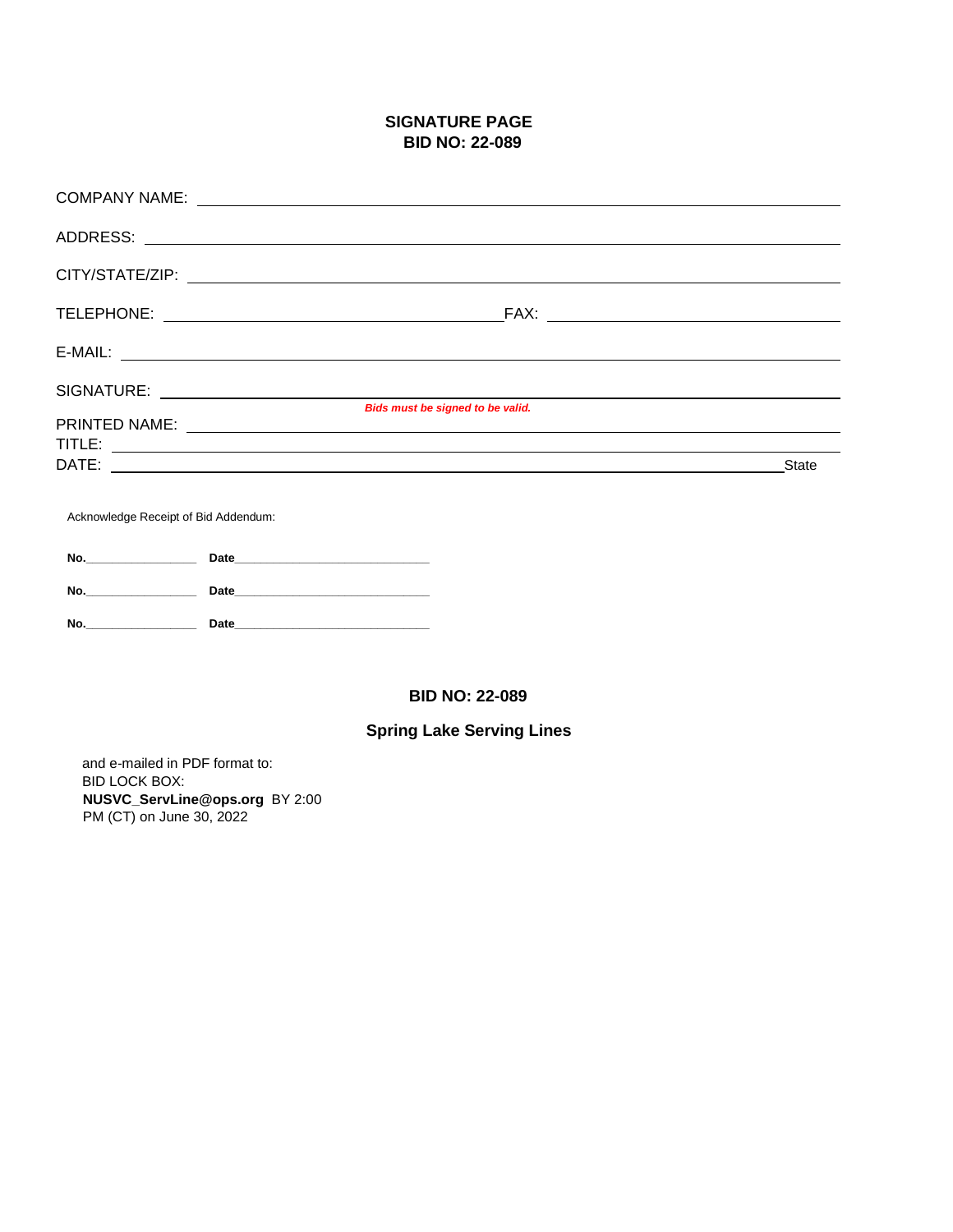## SIGNATURE PAGE
## BID NO: 22-089

COMPANY NAME: ______________________________

ADDRESS: ______________________________

CITY/STATE/ZIP: ______________________________

TELEPHONE: ____________________ FAX: ____________________

E-MAIL: ______________________________

SIGNATURE: ______________________________

***Bids must be signed to be valid.***

PRINTED NAME: ______________________________

TITLE: ______________________________

DATE: ______________________________ State

Acknowledge Receipt of Bid Addendum:

**No.**________________ **Date**____________________________

**No.**________________ **Date**____________________________

**No.**________________ **Date**____________________________

**BID NO: 22-089**

**Spring Lake Serving Lines**

and e-mailed in PDF format to:
BID LOCK BOX:
**NUSVC_ServLine@ops.org** BY 2:00 PM (CT) on June 30, 2022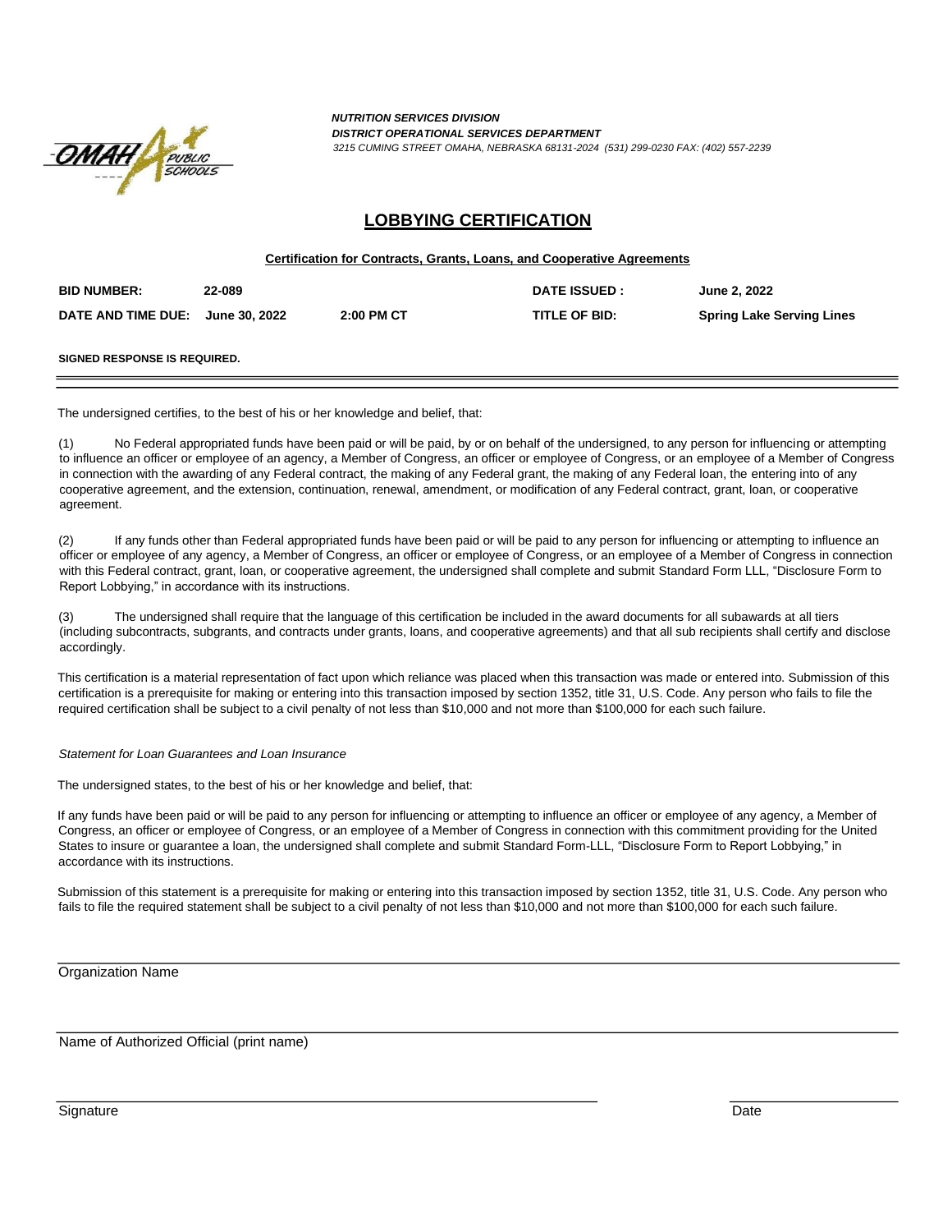*NUTRITION SERVICES DIVISION*
*DISTRICT OPERATIONAL SERVICES DEPARTMENT*
*3215 CUMING STREET OMAHA, NEBRASKA 68131-2024 (531) 299-0230 FAX: (402) 557-2239*

# LOBBYING CERTIFICATION

**Certification for Contracts, Grants, Loans, and Cooperative Agreements**

| | | | | |
|---|---|---|---|---|
| **BID NUMBER:** | **22-089** | | **DATE ISSUED :** | **June 2, 2022** |
| **DATE AND TIME DUE:** | **June 30, 2022** | **2:00 PM CT** | **TITLE OF BID:** | **Spring Lake Serving Lines** |

**SIGNED RESPONSE IS REQUIRED.**

---

The undersigned certifies, to the best of his or her knowledge and belief, that:

(1) No Federal appropriated funds have been paid or will be paid, by or on behalf of the undersigned, to any person for influencing or attempting to influence an officer or employee of an agency, a Member of Congress, an officer or employee of Congress, or an employee of a Member of Congress in connection with the awarding of any Federal contract, the making of any Federal grant, the making of any Federal loan, the entering into of any cooperative agreement, and the extension, continuation, renewal, amendment, or modification of any Federal contract, grant, loan, or cooperative agreement.

(2) If any funds other than Federal appropriated funds have been paid or will be paid to any person for influencing or attempting to influence an officer or employee of any agency, a Member of Congress, an officer or employee of Congress, or an employee of a Member of Congress in connection with this Federal contract, grant, loan, or cooperative agreement, the undersigned shall complete and submit Standard Form LLL, "Disclosure Form to Report Lobbying," in accordance with its instructions.

(3) The undersigned shall require that the language of this certification be included in the award documents for all subawards at all tiers (including subcontracts, subgrants, and contracts under grants, loans, and cooperative agreements) and that all sub recipients shall certify and disclose accordingly.

This certification is a material representation of fact upon which reliance was placed when this transaction was made or entered into. Submission of this certification is a prerequisite for making or entering into this transaction imposed by section 1352, title 31, U.S. Code. Any person who fails to file the required certification shall be subject to a civil penalty of not less than $10,000 and not more than $100,000 for each such failure.

*Statement for Loan Guarantees and Loan Insurance*

The undersigned states, to the best of his or her knowledge and belief, that:

If any funds have been paid or will be paid to any person for influencing or attempting to influence an officer or employee of any agency, a Member of Congress, an officer or employee of Congress, or an employee of a Member of Congress in connection with this commitment providing for the United States to insure or guarantee a loan, the undersigned shall complete and submit Standard Form-LLL, "Disclosure Form to Report Lobbying," in accordance with its instructions.

Submission of this statement is a prerequisite for making or entering into this transaction imposed by section 1352, title 31, U.S. Code. Any person who fails to file the required statement shall be subject to a civil penalty of not less than $10,000 and not more than $100,000 for each such failure.

\_\_\_\_\_\_\_\_\_\_\_\_\_\_\_\_\_\_\_\_\_\_\_\_\_\_\_\_\_\_\_\_\_\_\_\_\_\_\_\_

Organization Name

\_\_\_\_\_\_\_\_\_\_\_\_\_\_\_\_\_\_\_\_\_\_\_\_\_\_\_\_\_\_\_\_\_\_\_\_\_\_\_\_

Name of Authorized Official (print name)

\_\_\_\_\_\_\_\_\_\_\_\_\_\_\_\_\_\_\_\_\_\_\_\_\_\_\_\_\_\_\_\_\_\_\_\_\_\_\_\_ \_\_\_\_\_\_\_\_\_\_\_\_\_\_\_\_

Signature Date